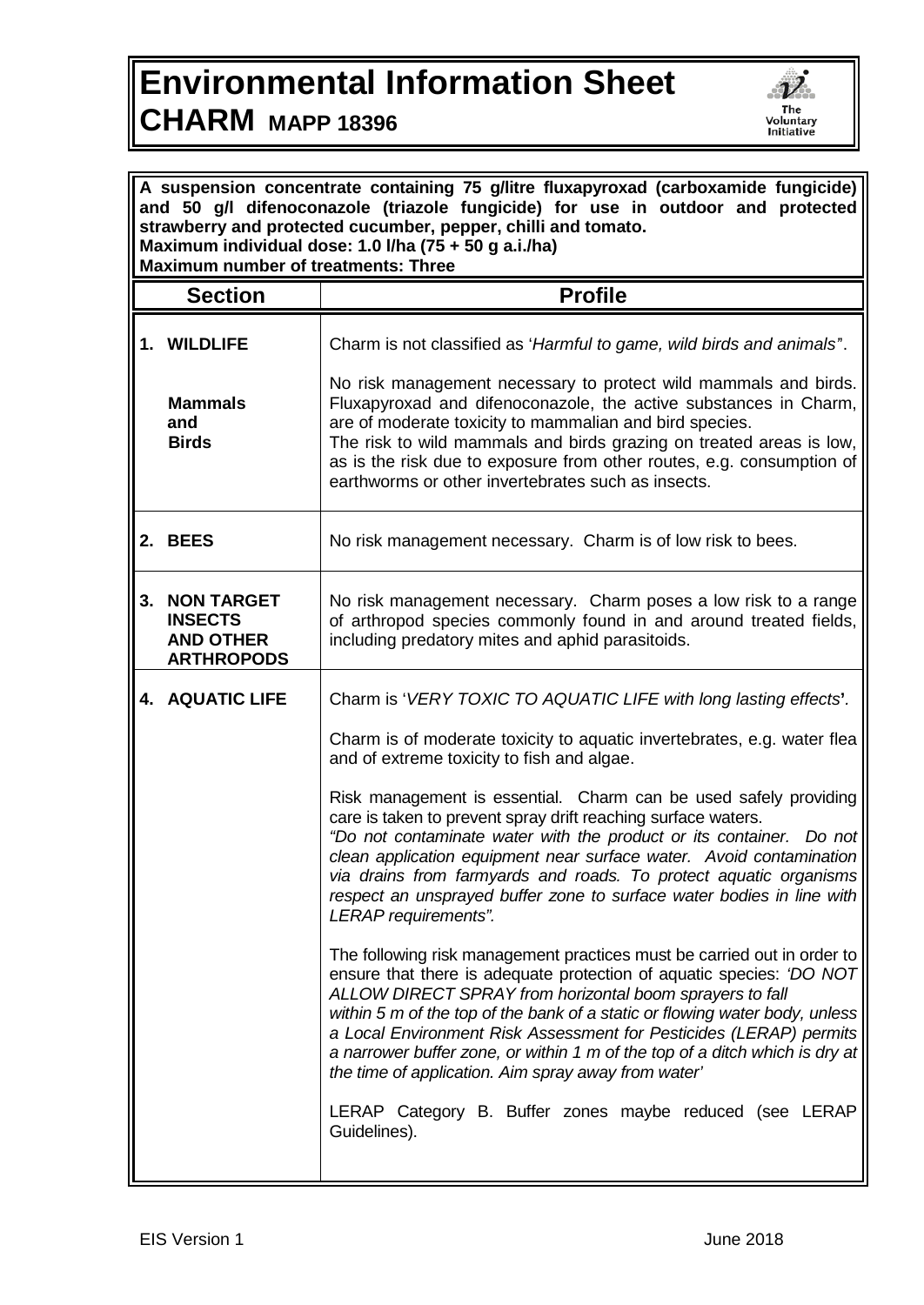# Environmental Information Sheet

## CHARM MAPP 18396

**A suspension concentrate containing 75 g/litre fluxapyroxad (carboxamide fungicide) and 50 g/l difenoconazole (triazole fungicide) for use in outdoor and protected strawberry and protected cucumber, pepper, chilli and tomato.**
**Maximum individual dose: 1.0 l/ha (75 + 50 g a.i./ha)**
**Maximum number of treatments: Three**

| Section | Profile |
|---|---|
| **1. WILDLIFE**<br><br>**Mammals and Birds** | Charm is not classified as '*Harmful to game, wild birds and animals*".<br><br>No risk management necessary to protect wild mammals and birds. Fluxapyroxad and difenoconazole, the active substances in Charm, are of moderate toxicity to mammalian and bird species.<br>The risk to wild mammals and birds grazing on treated areas is low, as is the risk due to exposure from other routes, e.g. consumption of earthworms or other invertebrates such as insects. |
| **2. BEES** | No risk management necessary. Charm is of low risk to bees. |
| **3. NON TARGET INSECTS AND OTHER ARTHROPODS** | No risk management necessary. Charm poses a low risk to a range of arthropod species commonly found in and around treated fields, including predatory mites and aphid parasitoids. |
| **4. AQUATIC LIFE** | Charm is '*VERY TOXIC TO AQUATIC LIFE with long lasting effects*'.<br><br>Charm is of moderate toxicity to aquatic invertebrates, e.g. water flea and of extreme toxicity to fish and algae.<br><br>Risk management is essential. Charm can be used safely providing care is taken to prevent spray drift reaching surface waters.<br>*"Do not contaminate water with the product or its container. Do not clean application equipment near surface water. Avoid contamination via drains from farmyards and roads. To protect aquatic organisms respect an unsprayed buffer zone to surface water bodies in line with LERAP requirements".*<br><br>The following risk management practices must be carried out in order to ensure that there is adequate protection of aquatic species: *'DO NOT ALLOW DIRECT SPRAY from horizontal boom sprayers to fall within 5 m of the top of the bank of a static or flowing water body, unless a Local Environment Risk Assessment for Pesticides (LERAP) permits a narrower buffer zone, or within 1 m of the top of a ditch which is dry at the time of application. Aim spray away from water'*<br><br>LERAP Category B. Buffer zones maybe reduced (see LERAP Guidelines). |

EIS Version 1 June 2018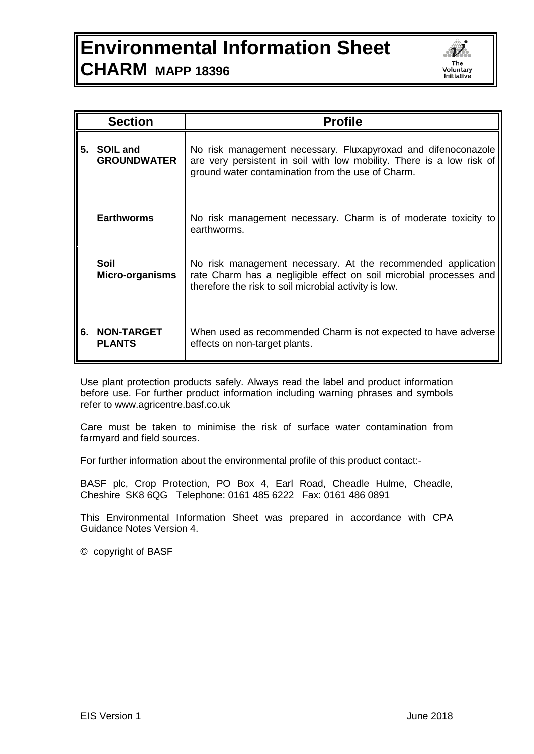# Environmental Information Sheet

## CHARM MAPP 18396

| Section | Profile |
|---|---|
| **5. SOIL and GROUNDWATER** | No risk management necessary. Fluxapyroxad and difenoconazole are very persistent in soil with low mobility. There is a low risk of ground water contamination from the use of Charm. |
| **Earthworms** | No risk management necessary. Charm is of moderate toxicity to earthworms. |
| **Soil Micro-organisms** | No risk management necessary. At the recommended application rate Charm has a negligible effect on soil microbial processes and therefore the risk to soil microbial activity is low. |
| **6. NON-TARGET PLANTS** | When used as recommended Charm is not expected to have adverse effects on non-target plants. |

Use plant protection products safely. Always read the label and product information before use. For further product information including warning phrases and symbols refer to www.agricentre.basf.co.uk

Care must be taken to minimise the risk of surface water contamination from farmyard and field sources.

For further information about the environmental profile of this product contact:-

BASF plc, Crop Protection, PO Box 4, Earl Road, Cheadle Hulme, Cheadle, Cheshire SK8 6QG Telephone: 0161 485 6222 Fax: 0161 486 0891

This Environmental Information Sheet was prepared in accordance with CPA Guidance Notes Version 4.

© copyright of BASF

EIS Version 1 June 2018